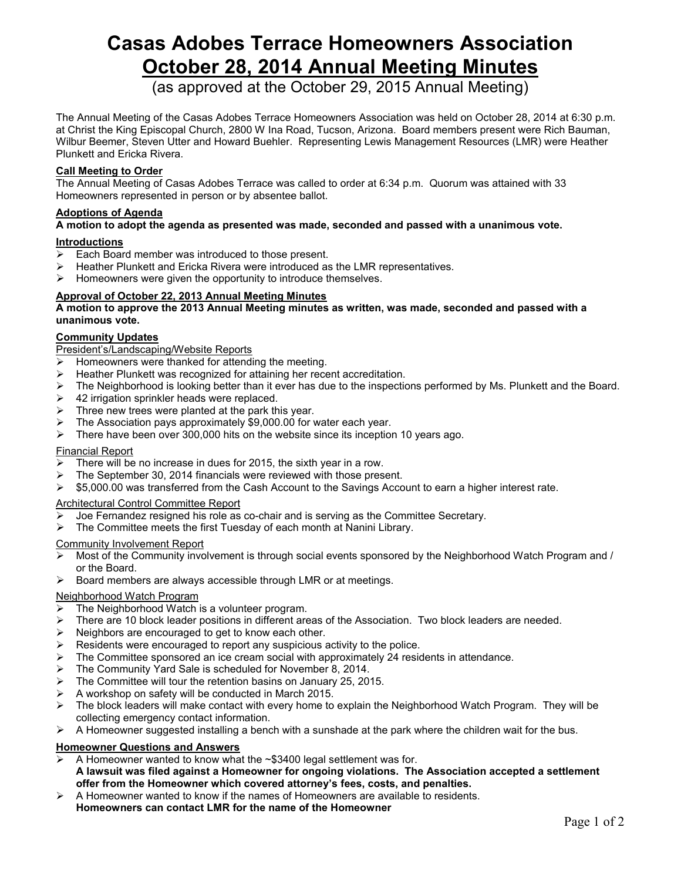# Casas Adobes Terrace Homeowners Association
# October 28, 2014 Annual Meeting Minutes

(as approved at the October 29, 2015 Annual Meeting)

The Annual Meeting of the Casas Adobes Terrace Homeowners Association was held on October 28, 2014 at 6:30 p.m. at Christ the King Episcopal Church, 2800 W Ina Road, Tucson, Arizona. Board members present were Rich Bauman, Wilbur Beemer, Steven Utter and Howard Buehler. Representing Lewis Management Resources (LMR) were Heather Plunkett and Ericka Rivera.

### Call Meeting to Order

The Annual Meeting of Casas Adobes Terrace was called to order at 6:34 p.m. Quorum was attained with 33 Homeowners represented in person or by absentee ballot.

### Adoptions of Agenda

**A motion to adopt the agenda as presented was made, seconded and passed with a unanimous vote.**

### Introductions

- Each Board member was introduced to those present.
- Heather Plunkett and Ericka Rivera were introduced as the LMR representatives.
- Homeowners were given the opportunity to introduce themselves.

### Approval of October 22, 2013 Annual Meeting Minutes

**A motion to approve the 2013 Annual Meeting minutes as written, was made, seconded and passed with a unanimous vote.**

### Community Updates

President's/Landscaping/Website Reports

- Homeowners were thanked for attending the meeting.
- Heather Plunkett was recognized for attaining her recent accreditation.
- The Neighborhood is looking better than it ever has due to the inspections performed by Ms. Plunkett and the Board.
- 42 irrigation sprinkler heads were replaced.
- Three new trees were planted at the park this year.
- The Association pays approximately $9,000.00 for water each year.
- There have been over 300,000 hits on the website since its inception 10 years ago.

Financial Report

- There will be no increase in dues for 2015, the sixth year in a row.
- The September 30, 2014 financials were reviewed with those present.
- $5,000.00 was transferred from the Cash Account to the Savings Account to earn a higher interest rate.

Architectural Control Committee Report

- Joe Fernandez resigned his role as co-chair and is serving as the Committee Secretary.
- The Committee meets the first Tuesday of each month at Nanini Library.

Community Involvement Report

- Most of the Community involvement is through social events sponsored by the Neighborhood Watch Program and / or the Board.
- Board members are always accessible through LMR or at meetings.

Neighborhood Watch Program

- The Neighborhood Watch is a volunteer program.
- There are 10 block leader positions in different areas of the Association. Two block leaders are needed.
- Neighbors are encouraged to get to know each other.
- Residents were encouraged to report any suspicious activity to the police.
- The Committee sponsored an ice cream social with approximately 24 residents in attendance.
- The Community Yard Sale is scheduled for November 8, 2014.
- The Committee will tour the retention basins on January 25, 2015.
- A workshop on safety will be conducted in March 2015.
- The block leaders will make contact with every home to explain the Neighborhood Watch Program. They will be collecting emergency contact information.
- A Homeowner suggested installing a bench with a sunshade at the park where the children wait for the bus.

### Homeowner Questions and Answers

- A Homeowner wanted to know what the ~$3400 legal settlement was for.
  **A lawsuit was filed against a Homeowner for ongoing violations. The Association accepted a settlement offer from the Homeowner which covered attorney's fees, costs, and penalties.**
- A Homeowner wanted to know if the names of Homeowners are available to residents.
  **Homeowners can contact LMR for the name of the Homeowner**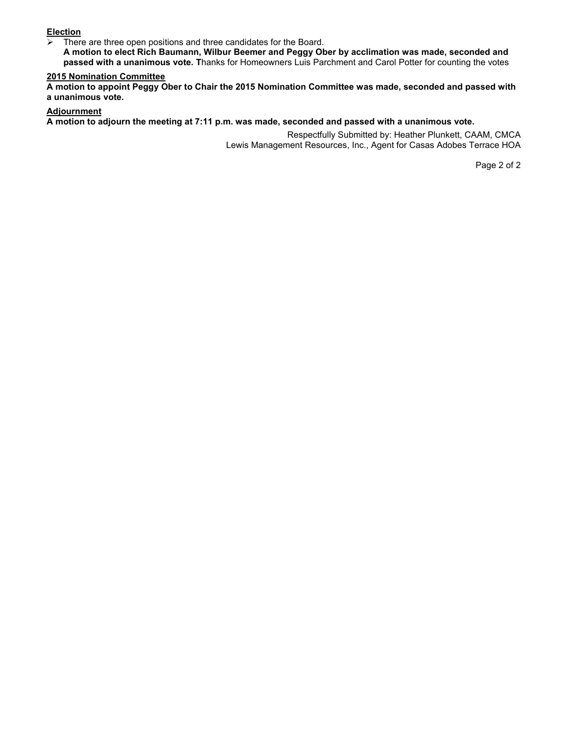**Election**

- There are three open positions and three candidates for the Board.
  **A motion to elect Rich Baumann, Wilbur Beemer and Peggy Ober by acclimation was made, seconded and passed with a unanimous vote. T**hanks for Homeowners Luis Parchment and Carol Potter for counting the votes

**2015 Nomination Committee**

**A motion to appoint Peggy Ober to Chair the 2015 Nomination Committee was made, seconded and passed with a unanimous vote.**

**Adjournment**

**A motion to adjourn the meeting at 7:11 p.m. was made, seconded and passed with a unanimous vote.**

Respectfully Submitted by: Heather Plunkett, CAAM, CMCA
Lewis Management Resources, Inc., Agent for Casas Adobes Terrace HOA